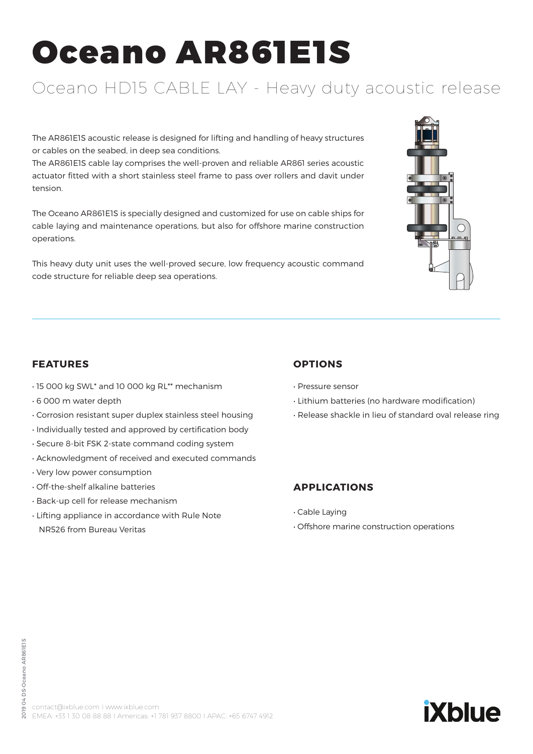# Oceano AR861E1S

## Oceano HD15 CABLE LAY - Heavy duty acoustic release

The AR861E1S acoustic release is designed for lifting and handling of heavy structures or cables on the seabed, in deep sea conditions.
The AR861E1S cable lay comprises the well-proven and reliable AR861 series acoustic actuator fitted with a short stainless steel frame to pass over rollers and davit under tension.

The Oceano AR861E1S is specially designed and customized for use on cable ships for cable laying and maintenance operations, but also for offshore marine construction operations.

This heavy duty unit uses the well-proved secure, low frequency acoustic command code structure for reliable deep sea operations.

### FEATURES

- 15 000 kg SWL* and 10 000 kg RL** mechanism
- 6 000 m water depth
- Corrosion resistant super duplex stainless steel housing
- Individually tested and approved by certification body
- Secure 8-bit FSK 2-state command coding system
- Acknowledgment of received and executed commands
- Very low power consumption
- Off-the-shelf alkaline batteries
- Back-up cell for release mechanism
- Lifting appliance in accordance with Rule Note NR526 from Bureau Veritas

### OPTIONS

- Pressure sensor
- Lithium batteries (no hardware modification)
- Release shackle in lieu of standard oval release ring

### APPLICATIONS

- Cable Laying
- Offshore marine construction operations

contact@ixblue.com I www.ixblue.com
EMEA: +33 1 30 08 88 88 I Americas: +1 781 937 8800 I APAC: +65 6747 4912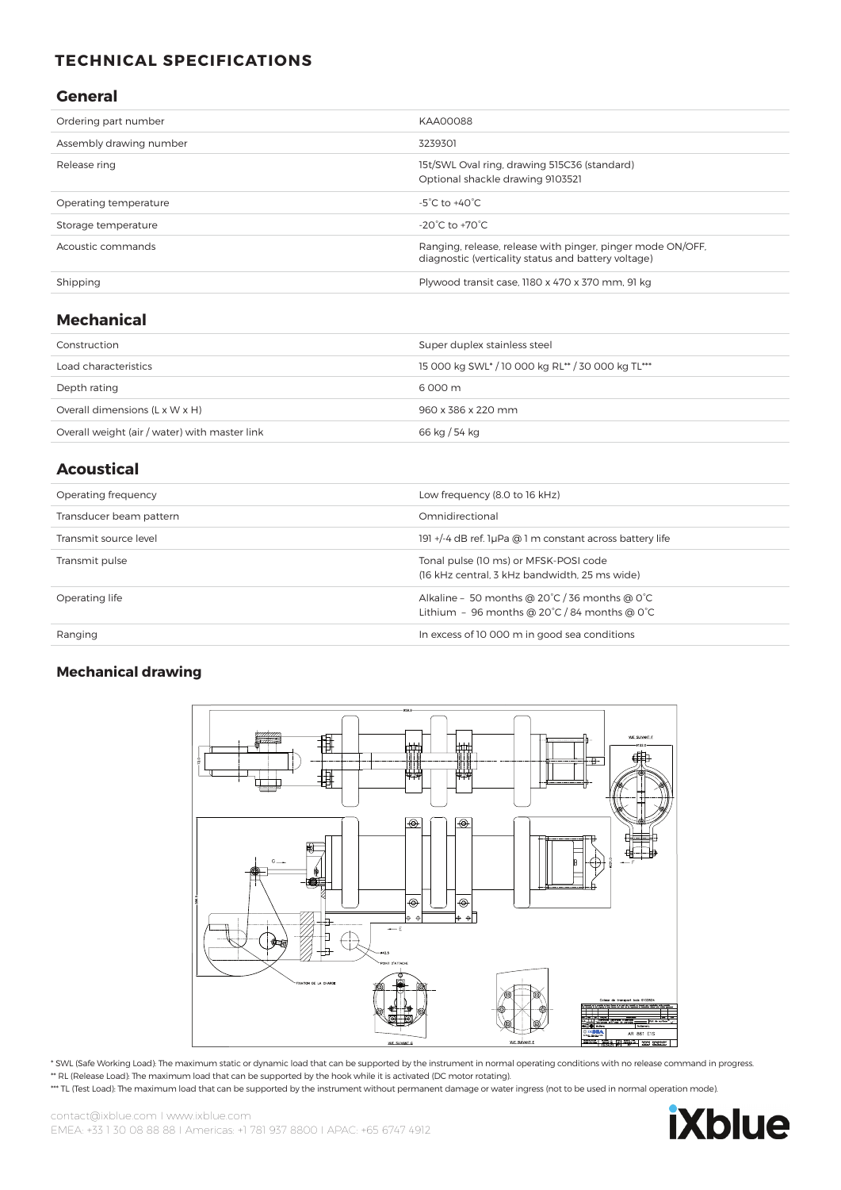# TECHNICAL SPECIFICATIONS

## General

| | |
|---|---|
| Ordering part number | KAA00088 |
| Assembly drawing number | 3239301 |
| Release ring | 15t/SWL Oval ring, drawing 515C36 (standard)<br>Optional shackle drawing 9103521 |
| Operating temperature | -5˚C to +40˚C |
| Storage temperature | -20˚C to +70˚C |
| Acoustic commands | Ranging, release, release with pinger, pinger mode ON/OFF, diagnostic (verticality status and battery voltage) |
| Shipping | Plywood transit case, 1180 x 470 x 370 mm, 91 kg |

## Mechanical

| | |
|---|---|
| Construction | Super duplex stainless steel |
| Load characteristics | 15 000 kg SWL* / 10 000 kg RL** / 30 000 kg TL*** |
| Depth rating | 6 000 m |
| Overall dimensions (L x W x H) | 960 x 386 x 220 mm |
| Overall weight (air / water) with master link | 66 kg / 54 kg |

## Acoustical

| | |
|---|---|
| Operating frequency | Low frequency (8.0 to 16 kHz) |
| Transducer beam pattern | Omnidirectional |
| Transmit source level | 191 +/-4 dB ref. 1µPa @ 1 m constant across battery life |
| Transmit pulse | Tonal pulse (10 ms) or MFSK-POSI code<br>(16 kHz central, 3 kHz bandwidth, 25 ms wide) |
| Operating life | Alkaline – 50 months @ 20˚C / 36 months @ 0˚C<br>Lithium – 96 months @ 20˚C / 84 months @ 0˚C |
| Ranging | In excess of 10 000 m in good sea conditions |

## Mechanical drawing

VUE SUIVANT F

FIXATION DE LA CHARGE

POINT D'ATTACHE

VUE SUIVANT G

VUE SUIVANT E

AR 861 E1S

\* SWL (Safe Working Load): The maximum static or dynamic load that can be supported by the instrument in normal operating conditions with no release command in progress.

\** RL (Release Load): The maximum load that can be supported by the hook while it is activated (DC motor rotating).

\*** TL (Test Load): The maximum load that can be supported by the instrument without permanent damage or water ingress (not to be used in normal operation mode).

contact@ixblue.com I www.ixblue.com

EMEA: +33 1 30 08 88 88 I Americas: +1 781 937 8800 I APAC: +65 6747 4912

iXblue